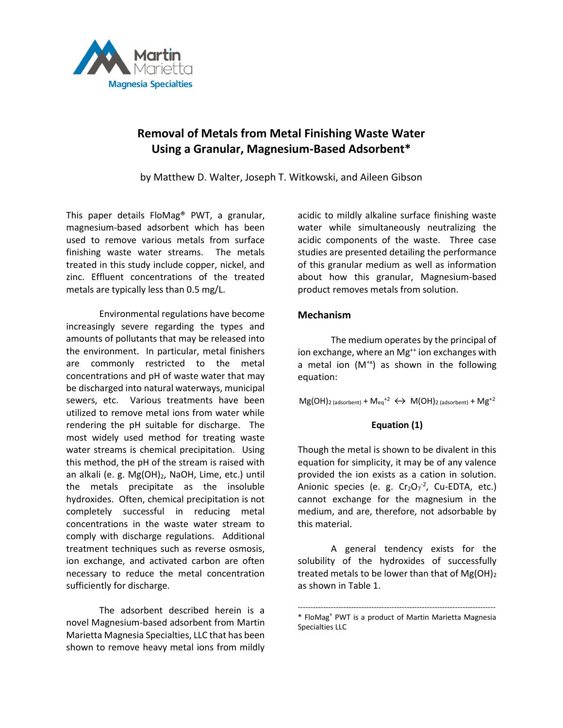Martin Marietta
Magnesia Specialties

# Removal of Metals from Metal Finishing Waste Water Using a Granular, Magnesium-Based Adsorbent*

by Matthew D. Walter, Joseph T. Witkowski, and Aileen Gibson

This paper details FloMag® PWT, a granular, magnesium-based adsorbent which has been used to remove various metals from surface finishing waste water streams. The metals treated in this study include copper, nickel, and zinc. Effluent concentrations of the treated metals are typically less than 0.5 mg/L.

Environmental regulations have become increasingly severe regarding the types and amounts of pollutants that may be released into the environment. In particular, metal finishers are commonly restricted to the metal concentrations and pH of waste water that may be discharged into natural waterways, municipal sewers, etc. Various treatments have been utilized to remove metal ions from water while rendering the pH suitable for discharge. The most widely used method for treating waste water streams is chemical precipitation. Using this method, the pH of the stream is raised with an alkali (e. g. $Mg(OH)_2$, NaOH, Lime, etc.) until the metals precipitate as the insoluble hydroxides. Often, chemical precipitation is not completely successful in reducing metal concentrations in the waste water stream to comply with discharge regulations. Additional treatment techniques such as reverse osmosis, ion exchange, and activated carbon are often necessary to reduce the metal concentration sufficiently for discharge.

The adsorbent described herein is a novel Magnesium-based adsorbent from Martin Marietta Magnesia Specialties, LLC that has been shown to remove heavy metal ions from mildly acidic to mildly alkaline surface finishing waste water while simultaneously neutralizing the acidic components of the waste. Three case studies are presented detailing the performance of this granular medium as well as information about how this granular, Magnesium-based product removes metals from solution.

## Mechanism

The medium operates by the principal of ion exchange, where an $Mg^{++}$ ion exchanges with a metal ion ($M^{+x}$) as shown in the following equation:

$$Mg(OH)_{2\,(adsorbent)} + M_{eq}^{+2} \leftrightarrow M(OH)_{2\,(adsorbent)} + Mg^{+2}$$

**Equation (1)**

Though the metal is shown to be divalent in this equation for simplicity, it may be of any valence provided the ion exists as a cation in solution. Anionic species (e. g. $Cr_2O_7^{-2}$, Cu-EDTA, etc.) cannot exchange for the magnesium in the medium, and are, therefore, not adsorbable by this material.

A general tendency exists for the solubility of the hydroxides of successfully treated metals to be lower than that of $Mg(OH)_2$ as shown in Table 1.

---

* FloMag® PWT is a product of Martin Marietta Magnesia Specialties LLC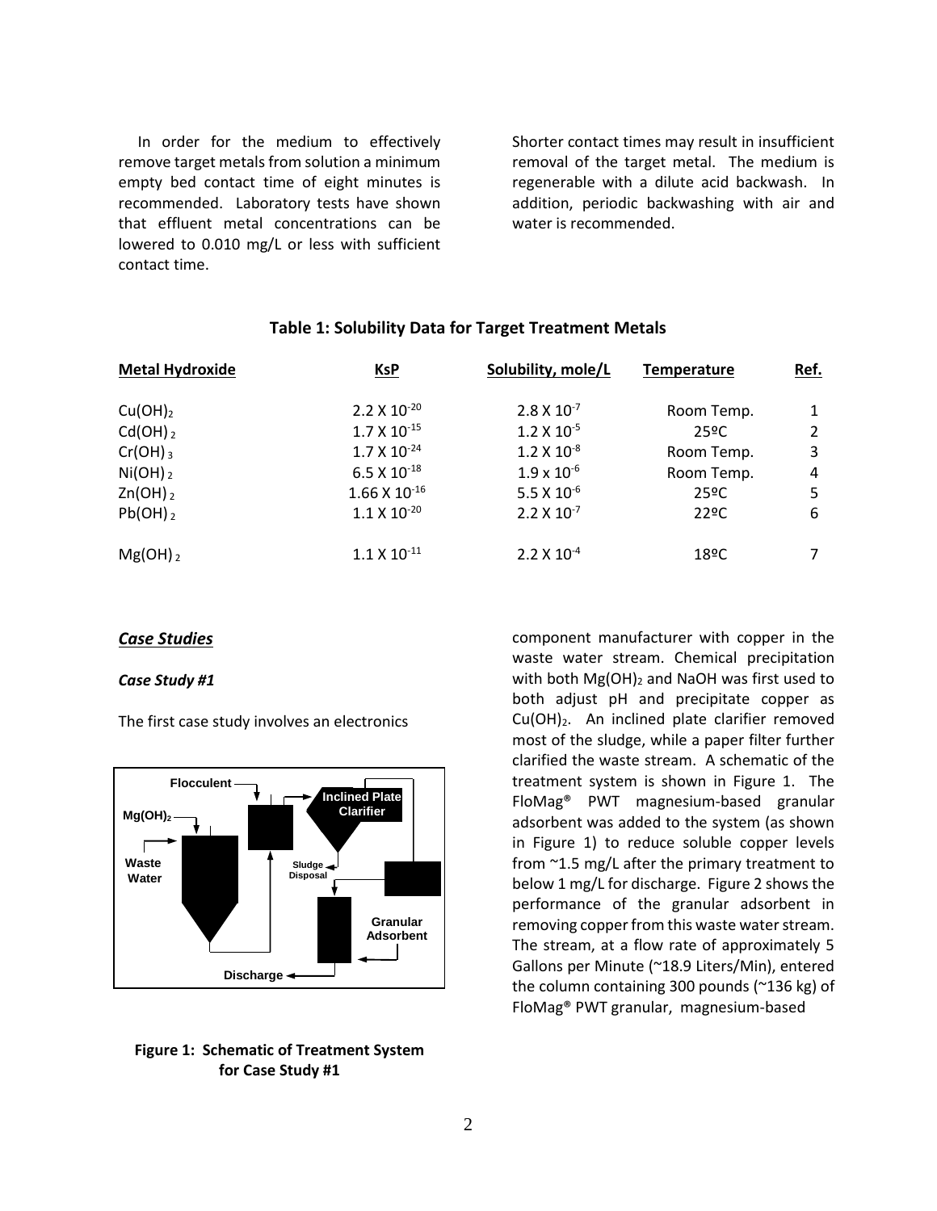In order for the medium to effectively remove target metals from solution a minimum empty bed contact time of eight minutes is recommended. Laboratory tests have shown that effluent metal concentrations can be lowered to 0.010 mg/L or less with sufficient contact time. Shorter contact times may result in insufficient removal of the target metal. The medium is regenerable with a dilute acid backwash. In addition, periodic backwashing with air and water is recommended.

**Table 1: Solubility Data for Target Treatment Metals**

| Metal Hydroxide | KsP | Solubility, mole/L | Temperature | Ref. |
|---|---|---|---|---|
| $Cu(OH)_2$ | $2.2 \times 10^{-20}$ | $2.8 \times 10^{-7}$ | Room Temp. | 1 |
| $Cd(OH)_2$ | $1.7 \times 10^{-15}$ | $1.2 \times 10^{-5}$ | 25ºC | 2 |
| $Cr(OH)_3$ | $1.7 \times 10^{-24}$ | $1.2 \times 10^{-8}$ | Room Temp. | 3 |
| $Ni(OH)_2$ | $6.5 \times 10^{-18}$ | $1.9 \times 10^{-6}$ | Room Temp. | 4 |
| $Zn(OH)_2$ | $1.66 \times 10^{-16}$ | $5.5 \times 10^{-6}$ | 25ºC | 5 |
| $Pb(OH)_2$ | $1.1 \times 10^{-20}$ | $2.2 \times 10^{-7}$ | 22ºC | 6 |
| $Mg(OH)_2$ | $1.1 \times 10^{-11}$ | $2.2 \times 10^{-4}$ | 18ºC | 7 |

## ***Case Studies***

### ***Case Study #1***

The first case study involves an electronics component manufacturer with copper in the waste water stream. Chemical precipitation with both $Mg(OH)_2$ and NaOH was first used to both adjust pH and precipitate copper as $Cu(OH)_2$. An inclined plate clarifier removed most of the sludge, while a paper filter further clarified the waste stream. A schematic of the treatment system is shown in Figure 1. The FloMag® PWT magnesium-based granular adsorbent was added to the system (as shown in Figure 1) to reduce soluble copper levels from ~1.5 mg/L after the primary treatment to below 1 mg/L for discharge. Figure 2 shows the performance of the granular adsorbent in removing copper from this waste water stream. The stream, at a flow rate of approximately 5 Gallons per Minute (~18.9 Liters/Min), entered the column containing 300 pounds (~136 kg) of FloMag® PWT granular, magnesium-based

**Figure 1: Schematic of Treatment System for Case Study #1**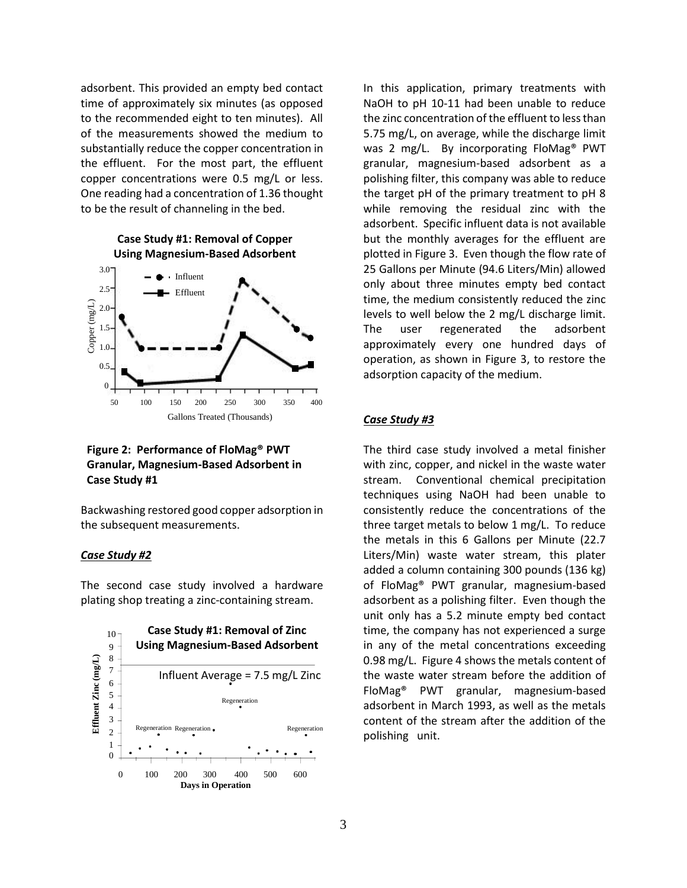adsorbent. This provided an empty bed contact time of approximately six minutes (as opposed to the recommended eight to ten minutes). All of the measurements showed the medium to substantially reduce the copper concentration in the effluent. For the most part, the effluent copper concentrations were 0.5 mg/L or less. One reading had a concentration of 1.36 thought to be the result of channeling in the bed.

**Figure 2: Performance of FloMag® PWT Granular, Magnesium-Based Adsorbent in Case Study #1**

Backwashing restored good copper adsorption in the subsequent measurements.

### *Case Study #2*

The second case study involved a hardware plating shop treating a zinc-containing stream.

In this application, primary treatments with NaOH to pH 10-11 had been unable to reduce the zinc concentration of the effluent to less than 5.75 mg/L, on average, while the discharge limit was 2 mg/L. By incorporating FloMag® PWT granular, magnesium-based adsorbent as a polishing filter, this company was able to reduce the target pH of the primary treatment to pH 8 while removing the residual zinc with the adsorbent. Specific influent data is not available but the monthly averages for the effluent are plotted in Figure 3. Even though the flow rate of 25 Gallons per Minute (94.6 Liters/Min) allowed only about three minutes empty bed contact time, the medium consistently reduced the zinc levels to well below the 2 mg/L discharge limit. The user regenerated the adsorbent approximately every one hundred days of operation, as shown in Figure 3, to restore the adsorption capacity of the medium.

### *Case Study #3*

The third case study involved a metal finisher with zinc, copper, and nickel in the waste water stream. Conventional chemical precipitation techniques using NaOH had been unable to consistently reduce the concentrations of the three target metals to below 1 mg/L. To reduce the metals in this 6 Gallons per Minute (22.7 Liters/Min) waste water stream, this plater added a column containing 300 pounds (136 kg) of FloMag® PWT granular, magnesium-based adsorbent as a polishing filter. Even though the unit only has a 5.2 minute empty bed contact time, the company has not experienced a surge in any of the metal concentrations exceeding 0.98 mg/L. Figure 4 shows the metals content of the waste water stream before the addition of FloMag® PWT granular, magnesium-based adsorbent in March 1993, as well as the metals content of the stream after the addition of the polishing unit.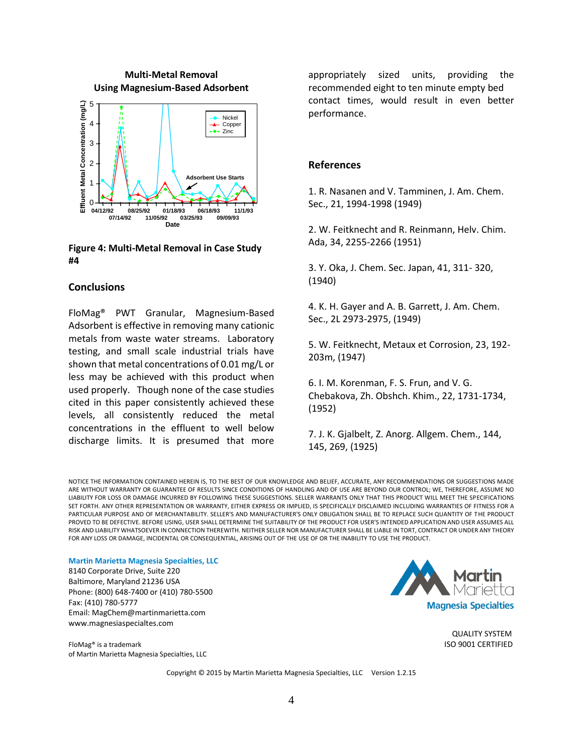Multi-Metal Removal
Using Magnesium-Based Adsorbent

Effluent Metal Concentration (mg/L)

5
4
3
2
1
0

04/12/92
07/14/92
08/25/92
11/05/92
01/18/93
03/25/93
06/18/93
09/09/93
11/1/93

Date

Nickel
Copper
Zinc

Adsorbent Use Starts

**Figure 4: Multi-Metal Removal in Case Study #4**

## Conclusions

FloMag® PWT Granular, Magnesium-Based Adsorbent is effective in removing many cationic metals from waste water streams. Laboratory testing, and small scale industrial trials have shown that metal concentrations of 0.01 mg/L or less may be achieved with this product when used properly. Though none of the case studies cited in this paper consistently achieved these levels, all consistently reduced the metal concentrations in the effluent to well below discharge limits. It is presumed that more appropriately sized units, providing the recommended eight to ten minute empty bed contact times, would result in even better performance.

## References

1. R. Nasanen and V. Tamminen, J. Am. Chem. Sec., 21, 1994-1998 (1949)

2. W. Feitknecht and R. Reinmann, Helv. Chim. Ada, 34, 2255-2266 (1951)

3. Y. Oka, J. Chem. Sec. Japan, 41, 311- 320, (1940)

4. K. H. Gayer and A. B. Garrett, J. Am. Chem. Sec., 2L 2973-2975, (1949)

5. W. Feitknecht, Metaux et Corrosion, 23, 192-203m, (1947)

6. I. M. Korenman, F. S. Frun, and V. G. Chebakova, Zh. Obshch. Khim., 22, 1731-1734, (1952)

7. J. K. Gjalbelt, Z. Anorg. Allgem. Chem., 144, 145, 269, (1925)

NOTICE THE INFORMATION CONTAINED HEREIN IS, TO THE BEST OF OUR KNOWLEDGE AND BELIEF, ACCURATE, ANY RECOMMENDATIONS OR SUGGESTIONS MADE ARE WITHOUT WARRANTY OR GUARANTEE OF RESULTS SINCE CONDITIONS OF HANDLING AND OF USE ARE BEYOND OUR CONTROL; WE, THEREFORE, ASSUME NO LIABILITY FOR LOSS OR DAMAGE INCURRED BY FOLLOWING THESE SUGGESTIONS. SELLER WARRANTS ONLY THAT THIS PRODUCT WILL MEET THE SPECIFICATIONS SET FORTH. ANY OTHER REPRESENTATION OR WARRANTY, EITHER EXPRESS OR IMPLIED, IS SPECIFICALLY DISCLAIMED INCLUDING WARRANTIES OF FITNESS FOR A PARTICULAR PURPOSE AND OF MERCHANTABILITY. SELLER'S AND MANUFACTURER'S ONLY OBLIGATION SHALL BE TO REPLACE SUCH QUANTITY OF THE PRODUCT PROVED TO BE DEFECTIVE. BEFORE USING, USER SHALL DETERMINE THE SUITABILITY OF THE PRODUCT FOR USER'S INTENDED APPLICATION AND USER ASSUMES ALL RISK AND LIABILITY WHATSOEVER IN CONNECTION THEREWITH. NEITHER SELLER NOR MANUFACTURER SHALL BE LIABLE IN TORT, CONTRACT OR UNDER ANY THEORY FOR ANY LOSS OR DAMAGE, INCIDENTAL OR CONSEQUENTIAL, ARISING OUT OF THE USE OF OR THE INABILITY TO USE THE PRODUCT.

**Martin Marietta Magnesia Specialties, LLC**
8140 Corporate Drive, Suite 220
Baltimore, Maryland 21236 USA
Phone: (800) 648-7400 or (410) 780-5500
Fax: (410) 780-5777
Email: MagChem@martinmarietta.com
www.magnesiaspecialtes.com

Martin Marietta
Magnesia Specialties

QUALITY SYSTEM
ISO 9001 CERTIFIED

FloMag® is a trademark
of Martin Marietta Magnesia Specialties, LLC

Copyright © 2015 by Martin Marietta Magnesia Specialties, LLC Version 1.2.15